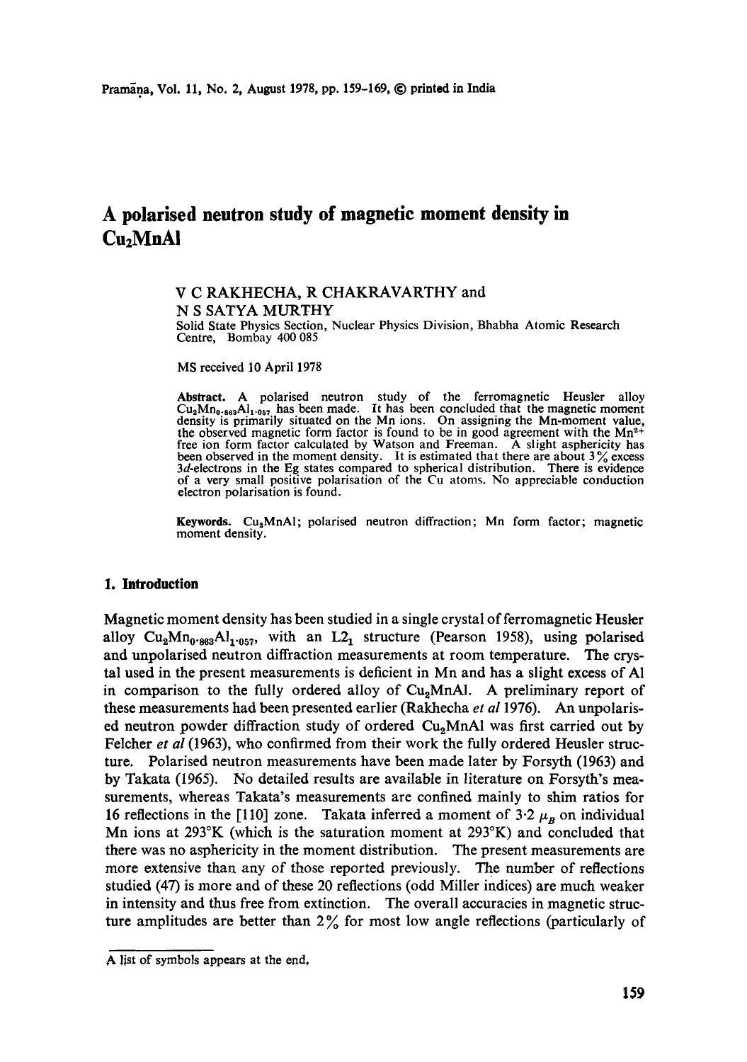# A polarised neutron study of magnetic moment density in $Cu_2MnAl$

V C RAKHECHA, R CHAKRAVARTHY and N S SATYA MURTHY

Solid State Physics Section, Nuclear Physics Division, Bhabha Atomic Research Centre, Bombay 400 085

MS received 10 April 1978

**Abstract.** A polarised neutron study of the ferromagnetic Heusler alloy $Cu_2Mn_{0.863}Al_{1.057}$ has been made. It has been concluded that the magnetic moment density is primarily situated on the Mn ions. On assigning the Mn-moment value, the observed magnetic form factor is found to be in good agreement with the $Mn^{2+}$ free ion form factor calculated by Watson and Freeman. A slight asphericity has been observed in the moment density. It is estimated that there are about 3% excess 3*d*-electrons in the Eg states compared to spherical distribution. There is evidence of a very small positive polarisation of the Cu atoms. No appreciable conduction electron polarisation is found.

**Keywords.** $Cu_2MnAl$; polarised neutron diffraction; Mn form factor; magnetic moment density.

## 1. Introduction

Magnetic moment density has been studied in a single crystal of ferromagnetic Heusler alloy $Cu_2Mn_{0.863}Al_{1.057}$, with an $L2_1$ structure (Pearson 1958), using polarised and unpolarised neutron diffraction measurements at room temperature. The crystal used in the present measurements is deficient in Mn and has a slight excess of Al in comparison to the fully ordered alloy of $Cu_2MnAl$. A preliminary report of these measurements had been presented earlier (Rakhecha *et al* 1976). An unpolarised neutron powder diffraction study of ordered $Cu_2MnAl$ was first carried out by Felcher *et al* (1963), who confirmed from their work the fully ordered Heusler structure. Polarised neutron measurements have been made later by Forsyth (1963) and by Takata (1965). No detailed results are available in literature on Forsyth's measurements, whereas Takata's measurements are confined mainly to shim ratios for 16 reflections in the [110] zone. Takata inferred a moment of $3.2\ \mu_B$ on individual Mn ions at 293°K (which is the saturation moment at 293°K) and concluded that there was no asphericity in the moment distribution. The present measurements are more extensive than any of those reported previously. The number of reflections studied (47) is more and of these 20 reflections (odd Miller indices) are much weaker in intensity and thus free from extinction. The overall accuracies in magnetic structure amplitudes are better than 2% for most low angle reflections (particularly of

A list of symbols appears at the end.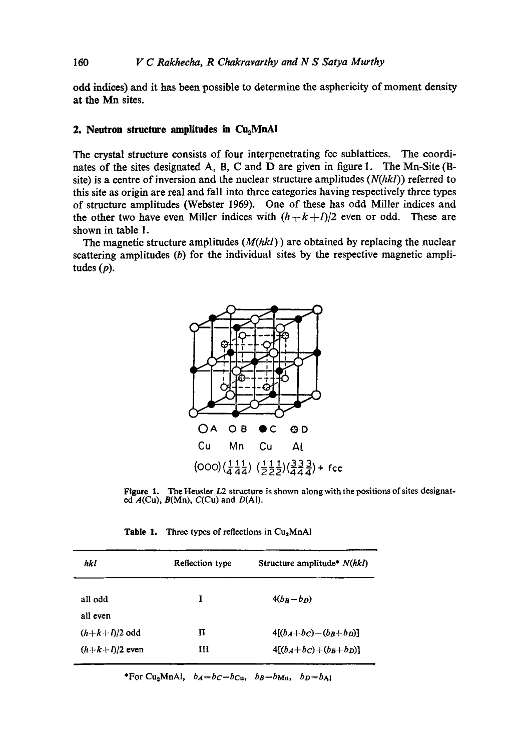odd indices) and it has been possible to determine the asphericity of moment density at the Mn sites.

## 2. Neutron structure amplitudes in $Cu_2MnAl$

The crystal structure consists of four interpenetrating fcc sublattices. The coordinates of the sites designated A, B, C and D are given in figure 1. The Mn-Site (B-site) is a centre of inversion and the nuclear structure amplitudes ($N(hkl)$) referred to this site as origin are real and fall into three categories having respectively three types of structure amplitudes (Webster 1969). One of these has odd Miller indices and the other two have even Miller indices with $(h+k+l)/2$ even or odd. These are shown in table 1.

The magnetic structure amplitudes ($M(hkl)$) are obtained by replacing the nuclear scattering amplitudes ($b$) for the individual sites by the respective magnetic amplitudes ($p$).

○A ○B ●C ⊗D

Cu Mn Cu Al

$(000)\left(\frac{1}{4}\frac{1}{4}\frac{1}{4}\right)\left(\frac{1}{2}\frac{1}{2}\frac{1}{2}\right)\left(\frac{3}{4}\frac{3}{4}\frac{3}{4}\right)$ + fcc

**Figure 1.** The Heusler $L2$ structure is shown along with the positions of sites designated $A$(Cu), $B$(Mn), $C$(Cu) and $D$(Al).

**Table 1.** Three types of reflections in $Cu_2MnAl$

| hkl | Reflection type | Structure amplitude* $N(hkl)$ |
|---|---|---|
| all odd | I | $4(b_B - b_D)$ |
| all even | | |
| $(h+k+l)/2$ odd | II | $4[(b_A+b_C)-(b_B+b_D)]$ |
| $(h+k+l)/2$ even | III | $4[(b_A+b_C)+(b_B+b_D)]$ |

*For $Cu_2MnAl$, $b_A = b_C = b_{Cu}$, $b_B = b_{Mn}$, $b_D = b_{Al}$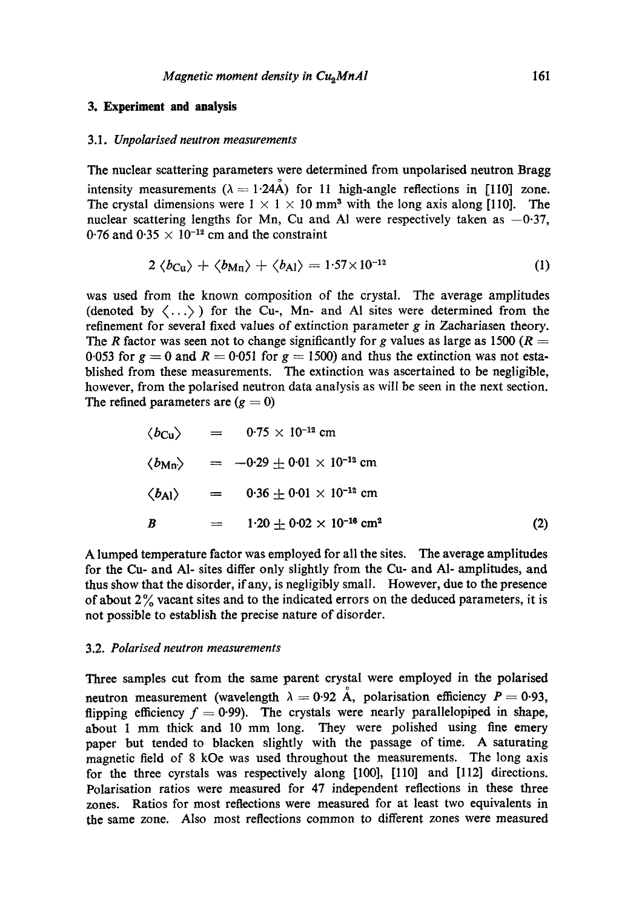## 3. Experiment and analysis

### 3.1. *Unpolarised neutron measurements*

The nuclear scattering parameters were determined from unpolarised neutron Bragg intensity measurements ($\lambda = 1{\cdot}24$ Å) for 11 high-angle reflections in [110] zone. The crystal dimensions were $1 \times 1 \times 10$ mm$^3$ with the long axis along [110]. The nuclear scattering lengths for Mn, Cu and Al were respectively taken as $-0{\cdot}37$, $0{\cdot}76$ and $0{\cdot}35 \times 10^{-12}$ cm and the constraint

$$2\,\langle b_{\mathrm{Cu}} \rangle + \langle b_{\mathrm{Mn}} \rangle + \langle b_{\mathrm{Al}} \rangle = 1{\cdot}57 \times 10^{-12} \tag{1}$$

was used from the known composition of the crystal. The average amplitudes (denoted by $\langle \ldots \rangle$) for the Cu-, Mn- and Al sites were determined from the refinement for several fixed values of extinction parameter $g$ in Zachariasen theory. The $R$ factor was seen not to change significantly for $g$ values as large as 1500 ($R = 0{\cdot}053$ for $g = 0$ and $R = 0{\cdot}051$ for $g = 1500$) and thus the extinction was not established from these measurements. The extinction was ascertained to be negligible, however, from the polarised neutron data analysis as will be seen in the next section. The refined parameters are ($g = 0$)

$$
\begin{aligned}
\langle b_{\mathrm{Cu}} \rangle &= 0{\cdot}75 \times 10^{-12}\ \mathrm{cm} \\
\langle b_{\mathrm{Mn}} \rangle &= -0{\cdot}29 \pm 0{\cdot}01 \times 10^{-12}\ \mathrm{cm} \\
\langle b_{\mathrm{Al}} \rangle &= 0{\cdot}36 \pm 0{\cdot}01 \times 10^{-12}\ \mathrm{cm} \\
B &= 1{\cdot}20 \pm 0{\cdot}02 \times 10^{-16}\ \mathrm{cm}^2
\end{aligned} \tag{2}
$$

A lumped temperature factor was employed for all the sites. The average amplitudes for the Cu- and Al- sites differ only slightly from the Cu- and Al- amplitudes, and thus show that the disorder, if any, is negligibly small. However, due to the presence of about 2% vacant sites and to the indicated errors on the deduced parameters, it is not possible to establish the precise nature of disorder.

### 3.2. *Polarised neutron measurements*

Three samples cut from the same parent crystal were employed in the polarised neutron measurement (wavelength $\lambda = 0{\cdot}92$ Å, polarisation efficiency $P = 0{\cdot}93$, flipping efficiency $f = 0{\cdot}99$). The crystals were nearly parallelopiped in shape, about 1 mm thick and 10 mm long. They were polished using fine emery paper but tended to blacken slightly with the passage of time. A saturating magnetic field of 8 kOe was used throughout the measurements. The long axis for the three cyrstals was respectively along [100], [110] and [112] directions. Polarisation ratios were measured for 47 independent reflections in these three zones. Ratios for most reflections were measured for at least two equivalents in the same zone. Also most reflections common to different zones were measured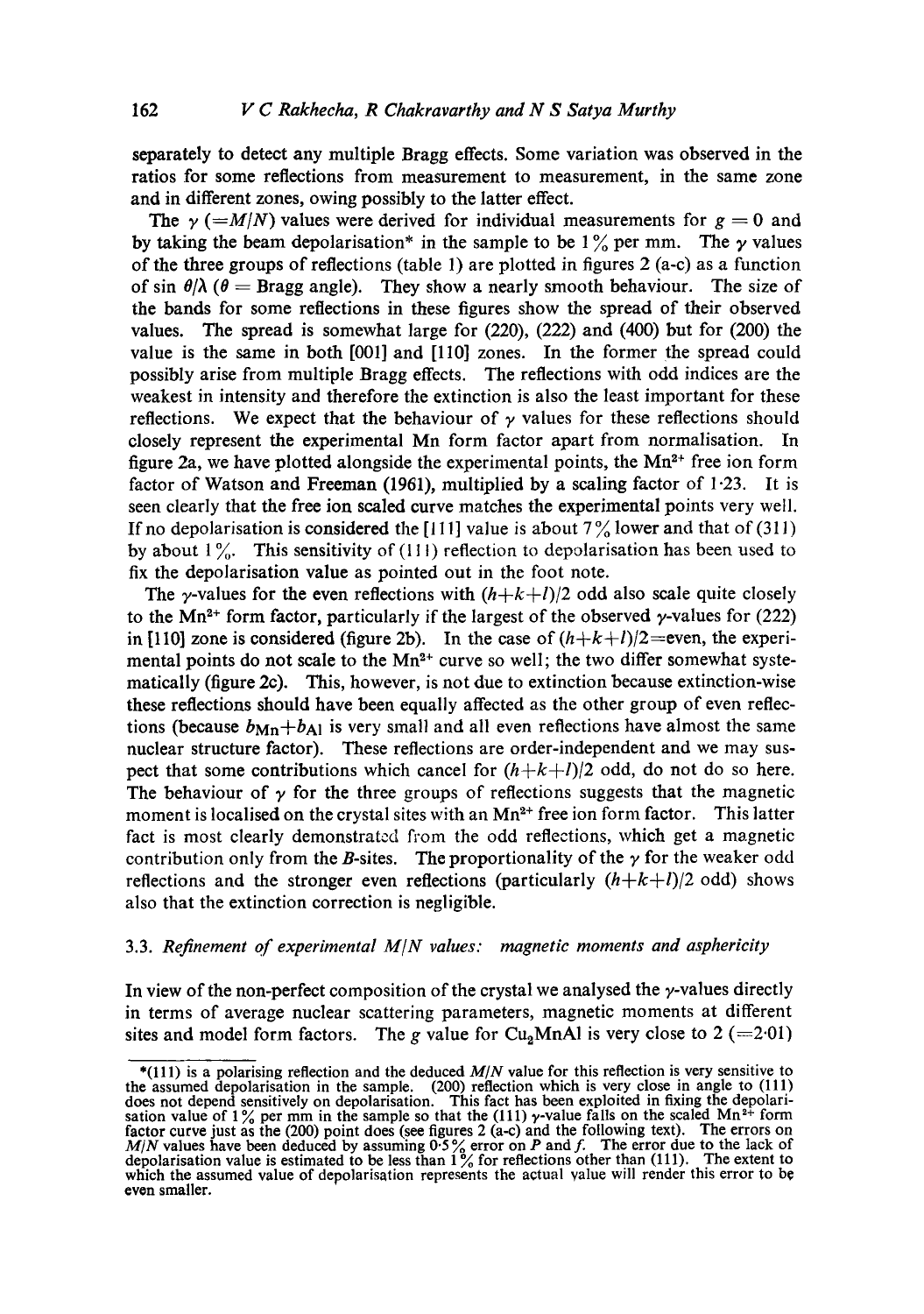separately to detect any multiple Bragg effects. Some variation was observed in the ratios for some reflections from measurement to measurement, in the same zone and in different zones, owing possibly to the latter effect.

The $\gamma$ ($=M/N$) values were derived for individual measurements for $g = 0$ and by taking the beam depolarisation* in the sample to be 1% per mm. The $\gamma$ values of the three groups of reflections (table 1) are plotted in figures 2 (a-c) as a function of $\sin \theta/\lambda$ ($\theta$ = Bragg angle). They show a nearly smooth behaviour. The size of the bands for some reflections in these figures show the spread of their observed values. The spread is somewhat large for (220), (222) and (400) but for (200) the value is the same in both [001] and [110] zones. In the former the spread could possibly arise from multiple Bragg effects. The reflections with odd indices are the weakest in intensity and therefore the extinction is also the least important for these reflections. We expect that the behaviour of $\gamma$ values for these reflections should closely represent the experimental Mn form factor apart from normalisation. In figure 2a, we have plotted alongside the experimental points, the $Mn^{2+}$ free ion form factor of Watson and Freeman (1961), multiplied by a scaling factor of 1·23. It is seen clearly that the free ion scaled curve matches the experimental points very well. If no depolarisation is considered the [111] value is about 7% lower and that of (311) by about 1%. This sensitivity of (111) reflection to depolarisation has been used to fix the depolarisation value as pointed out in the foot note.

The $\gamma$-values for the even reflections with $(h+k+l)/2$ odd also scale quite closely to the $Mn^{2+}$ form factor, particularly if the largest of the observed $\gamma$-values for (222) in [110] zone is considered (figure 2b). In the case of $(h+k+l)/2$=even, the experimental points do not scale to the $Mn^{2+}$ curve so well; the two differ somewhat systematically (figure 2c). This, however, is not due to extinction because extinction-wise these reflections should have been equally affected as the other group of even reflections (because $b_{Mn}+b_{Al}$ is very small and all even reflections have almost the same nuclear structure factor). These reflections are order-independent and we may suspect that some contributions which cancel for $(h+k+l)/2$ odd, do not do so here. The behaviour of $\gamma$ for the three groups of reflections suggests that the magnetic moment is localised on the crystal sites with an $Mn^{2+}$ free ion form factor. This latter fact is most clearly demonstrated from the odd reflections, which get a magnetic contribution only from the *B*-sites. The proportionality of the $\gamma$ for the weaker odd reflections and the stronger even reflections (particularly $(h+k+l)/2$ odd) shows also that the extinction correction is negligible.

### 3.3. *Refinement of experimental M/N values: magnetic moments and asphericity*

In view of the non-perfect composition of the crystal we analysed the $\gamma$-values directly in terms of average nuclear scattering parameters, magnetic moments at different sites and model form factors. The *g* value for $Cu_2MnAl$ is very close to 2 (=2·01)

*(111) is a polarising reflection and the deduced $M/N$ value for this reflection is very sensitive to the assumed depolarisation in the sample. (200) reflection which is very close in angle to (111) does not depend sensitively on depolarisation. This fact has been exploited in fixing the depolarisation value of 1% per mm in the sample so that the (111) $\gamma$-value falls on the scaled $Mn^{2+}$ form factor curve just as the (200) point does (see figures 2 (a-c) and the following text). The errors on $M/N$ values have been deduced by assuming 0·5% error on *P* and *f*. The error due to the lack of depolarisation value is estimated to be less than 1% for reflections other than (111). The extent to which the assumed value of depolarisation represents the actual value will render this error to be even smaller.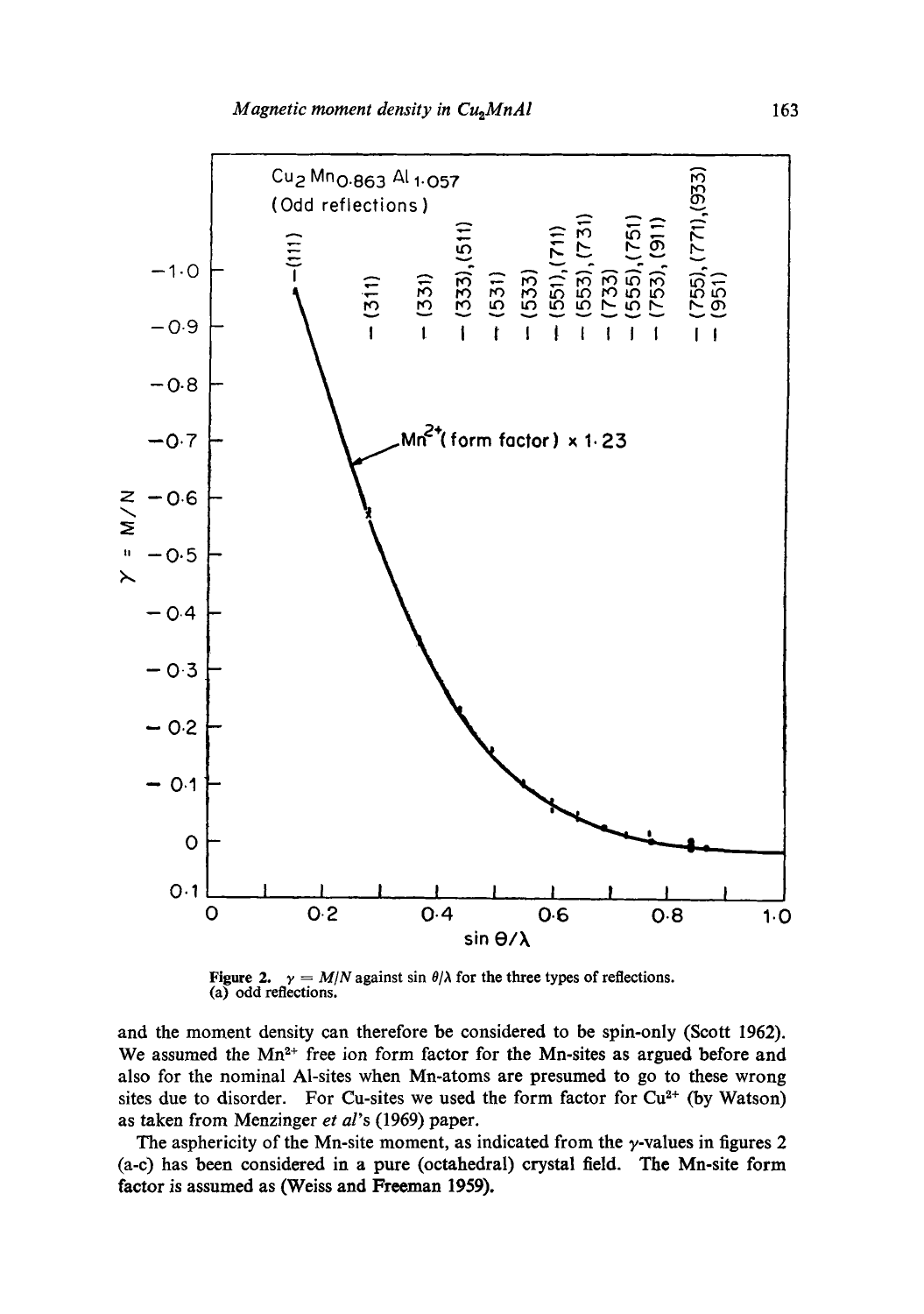Figure 2. $\gamma = M/N$ against $\sin\theta/\lambda$ for the three types of reflections. (a) odd reflections.

and the moment density can therefore be considered to be spin-only (Scott 1962). We assumed the $Mn^{2+}$ free ion form factor for the Mn-sites as argued before and also for the nominal Al-sites when Mn-atoms are presumed to go to these wrong sites due to disorder. For Cu-sites we used the form factor for $Cu^{2+}$ (by Watson) as taken from Menzinger *et al*'s (1969) paper.

The asphericity of the Mn-site moment, as indicated from the $\gamma$-values in figures 2 (a-c) has been considered in a pure (octahedral) crystal field. The Mn-site form factor is assumed as (Weiss and Freeman 1959).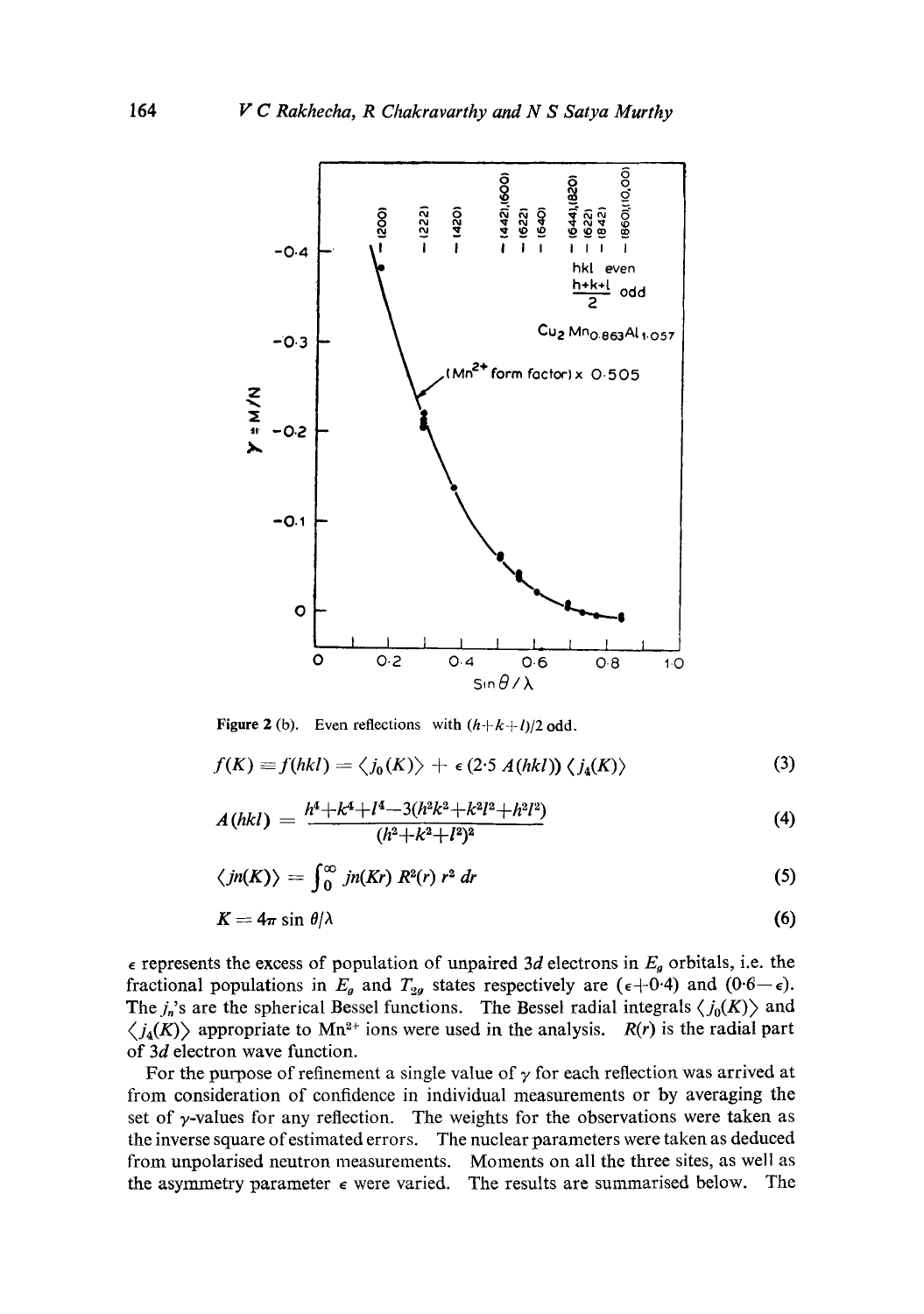Figure 2 (b). Even reflections with $(h+k+l)/2$ odd.

$$f(K) \equiv f(hkl) = \langle j_0(K) \rangle + \epsilon\,(2{\cdot}5\,A(hkl))\,\langle j_4(K) \rangle \tag{3}$$

$$A(hkl) = \frac{h^4+k^4+l^4-3(h^2k^2+k^2l^2+h^2l^2)}{(h^2+k^2+l^2)^2} \tag{4}$$

$$\langle jn(K) \rangle = \int_0^{\infty} jn(Kr)\, R^2(r)\, r^2\, dr \tag{5}$$

$$K = 4\pi \sin \theta/\lambda \tag{6}$$

$\epsilon$ represents the excess of population of unpaired $3d$ electrons in $E_g$ orbitals, i.e. the fractional populations in $E_g$ and $T_{2g}$ states respectively are $(\epsilon+0{\cdot}4)$ and $(0{\cdot}6-\epsilon)$. The $j_n$'s are the spherical Bessel functions. The Bessel radial integrals $\langle j_0(K) \rangle$ and $\langle j_4(K) \rangle$ appropriate to $Mn^{2+}$ ions were used in the analysis. $R(r)$ is the radial part of $3d$ electron wave function.

For the purpose of refinement a single value of $\gamma$ for each reflection was arrived at from consideration of confidence in individual measurements or by averaging the set of $\gamma$-values for any reflection. The weights for the observations were taken as the inverse square of estimated errors. The nuclear parameters were taken as deduced from unpolarised neutron measurements. Moments on all the three sites, as well as the asymmetry parameter $\epsilon$ were varied. The results are summarised below. The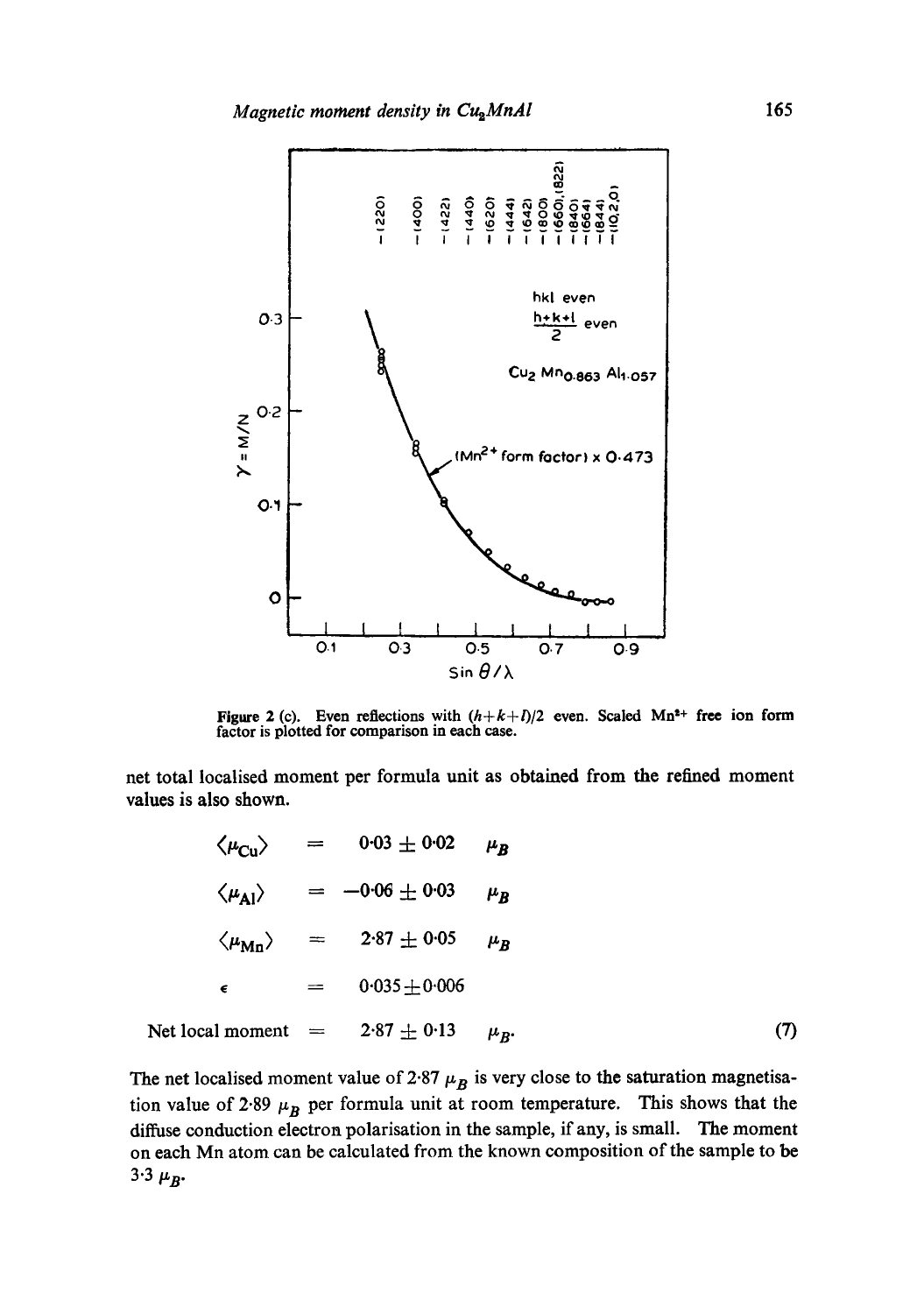Figure 2 (c). Even reflections with $(h+k+l)/2$ even. Scaled $Mn^{2+}$ free ion form factor is plotted for comparison in each case.

net total localised moment per formula unit as obtained from the refined moment values is also shown.

$$
\begin{aligned}
\langle \mu_{Cu} \rangle &= 0{\cdot}03 \pm 0{\cdot}02 \quad \mu_B \\
\langle \mu_{Al} \rangle &= -0{\cdot}06 \pm 0{\cdot}03 \quad \mu_B \\
\langle \mu_{Mn} \rangle &= 2{\cdot}87 \pm 0{\cdot}05 \quad \mu_B \\
\epsilon &= 0{\cdot}035 \pm 0{\cdot}006 \\
\text{Net local moment} &= 2{\cdot}87 \pm 0{\cdot}13 \quad \mu_B.
\end{aligned} \tag{7}
$$

The net localised moment value of 2·87 $\mu_B$ is very close to the saturation magnetisation value of 2·89 $\mu_B$ per formula unit at room temperature. This shows that the diffuse conduction electron polarisation in the sample, if any, is small. The moment on each Mn atom can be calculated from the known composition of the sample to be 3·3 $\mu_B$.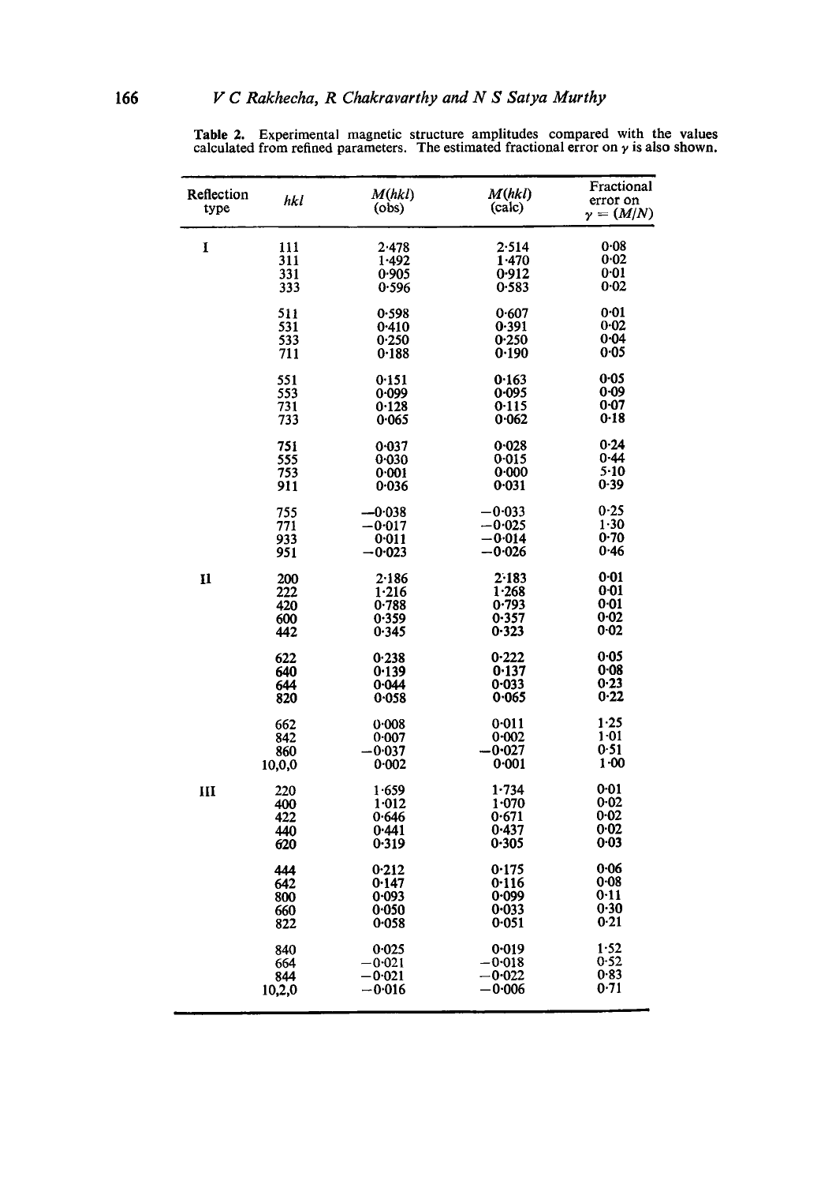**Table 2.** Experimental magnetic structure amplitudes compared with the values calculated from refined parameters. The estimated fractional error on $\gamma$ is also shown.

| Reflection type | $hkl$ | $M(hkl)$ (obs) | $M(hkl)$ (calc) | Fractional error on $\gamma = (M/N)$ |
|---|---|---|---|---|
| I | 111 | 2·478 | 2·514 | 0·08 |
| | 311 | 1·492 | 1·470 | 0·02 |
| | 331 | 0·905 | 0·912 | 0·01 |
| | 333 | 0·596 | 0·583 | 0·02 |
| | 511 | 0·598 | 0·607 | 0·01 |
| | 531 | 0·410 | 0·391 | 0·02 |
| | 533 | 0·250 | 0·250 | 0·04 |
| | 711 | 0·188 | 0·190 | 0·05 |
| | 551 | 0·151 | 0·163 | 0·05 |
| | 553 | 0·099 | 0·095 | 0·09 |
| | 731 | 0·128 | 0·115 | 0·07 |
| | 733 | 0·065 | 0·062 | 0·18 |
| | 751 | 0·037 | 0·028 | 0·24 |
| | 555 | 0·030 | 0·015 | 0·44 |
| | 753 | 0·001 | 0·000 | 5·10 |
| | 911 | 0·036 | 0·031 | 0·39 |
| | 755 | −0·038 | −0·033 | 0·25 |
| | 771 | −0·017 | −0·025 | 1·30 |
| | 933 | 0·011 | −0·014 | 0·70 |
| | 951 | −0·023 | −0·026 | 0·46 |
| II | 200 | 2·186 | 2·183 | 0·01 |
| | 222 | 1·216 | 1·268 | 0·01 |
| | 420 | 0·788 | 0·793 | 0·01 |
| | 600 | 0·359 | 0·357 | 0·02 |
| | 442 | 0·345 | 0·323 | 0·02 |
| | 622 | 0·238 | 0·222 | 0·05 |
| | 640 | 0·139 | 0·137 | 0·08 |
| | 644 | 0·044 | 0·033 | 0·23 |
| | 820 | 0·058 | 0·065 | 0·22 |
| | 662 | 0·008 | 0·011 | 1·25 |
| | 842 | 0·007 | 0·002 | 1·01 |
| | 860 | −0·037 | −0·027 | 0·51 |
| | 10,0,0 | 0·002 | 0·001 | 1·00 |
| III | 220 | 1·659 | 1·734 | 0·01 |
| | 400 | 1·012 | 1·070 | 0·02 |
| | 422 | 0·646 | 0·671 | 0·02 |
| | 440 | 0·441 | 0·437 | 0·02 |
| | 620 | 0·319 | 0·305 | 0·03 |
| | 444 | 0·212 | 0·175 | 0·06 |
| | 642 | 0·147 | 0·116 | 0·08 |
| | 800 | 0·093 | 0·099 | 0·11 |
| | 660 | 0·050 | 0·033 | 0·30 |
| | 822 | 0·058 | 0·051 | 0·21 |
| | 840 | 0·025 | 0·019 | 1·52 |
| | 664 | −0·021 | −0·018 | 0·52 |
| | 844 | −0·021 | −0·022 | 0·83 |
| | 10,2,0 | −0·016 | −0·006 | 0·71 |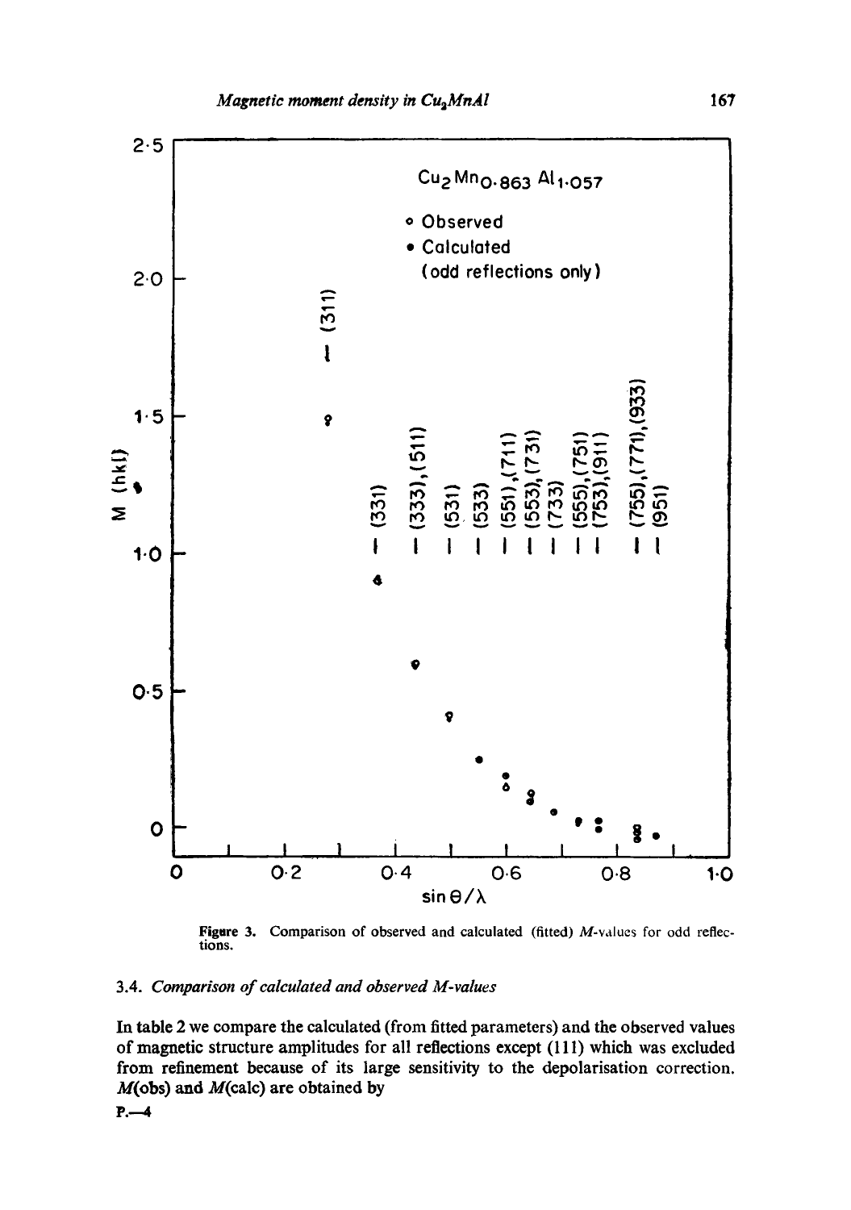Figure 3. Comparison of observed and calculated (fitted) $M$-values for odd reflections.

### 3.4. *Comparison of calculated and observed M-values*

In table 2 we compare the calculated (from fitted parameters) and the observed values of magnetic structure amplitudes for all reflections except (111) which was excluded from refinement because of its large sensitivity to the depolarisation correction. $M$(obs) and $M$(calc) are obtained by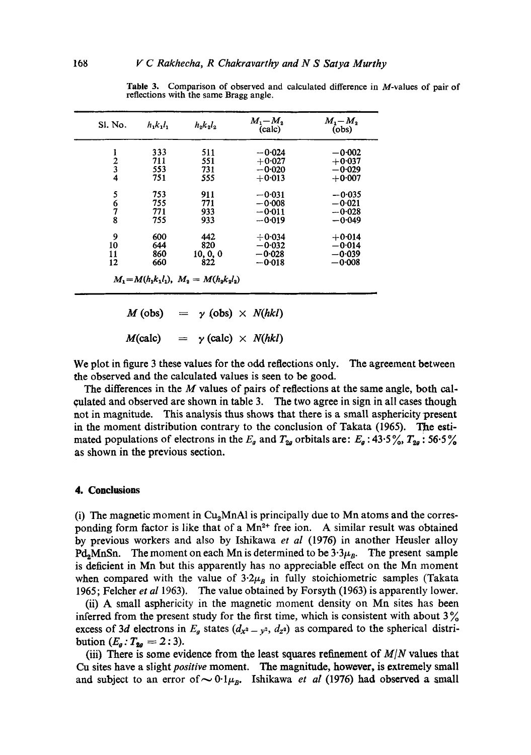**Table 3.** Comparison of observed and calculated difference in $M$-values of pair of reflections with the same Bragg angle.

| Sl. No. | $h_1k_1l_1$ | $h_2k_2l_2$ | $M_1-M_2$ (calc) | $M_1-M_2$ (obs) |
|---|---|---|---|---|
| 1 | 333 | 511 | −0·024 | −0·002 |
| 2 | 711 | 551 | +0·027 | +0·037 |
| 3 | 553 | 731 | −0·020 | −0·029 |
| 4 | 751 | 555 | +0·013 | +0·007 |
| 5 | 753 | 911 | −0·031 | −0·035 |
| 6 | 755 | 771 | −0·008 | −0·021 |
| 7 | 771 | 933 | −0·011 | −0·028 |
| 8 | 755 | 933 | −0·019 | −0·049 |
| 9 | 600 | 442 | +0·034 | +0·014 |
| 10 | 644 | 820 | −0·032 | −0·014 |
| 11 | 860 | 10, 0, 0 | −0·028 | −0·039 |
| 12 | 660 | 822 | −0·018 | −0·008 |

$M_1 = M(h_1k_1l_1)$, $M_2 = M(h_2k_2l_2)$

$$M\,(\text{obs}) = \gamma\,(\text{obs}) \times N(hkl)$$

$$M(\text{calc}) = \gamma\,(\text{calc}) \times N(hkl)$$

We plot in figure 3 these values for the odd reflections only. The agreement between the observed and the calculated values is seen to be good.

The differences in the $M$ values of pairs of reflections at the same angle, both calculated and observed are shown in table 3. The two agree in sign in all cases though not in magnitude. This analysis thus shows that there is a small asphericity present in the moment distribution contrary to the conclusion of Takata (1965). The estimated populations of electrons in the $E_g$ and $T_{2g}$ orbitals are: $E_g$ : 43·5%, $T_{2g}$ : 56·5% as shown in the previous section.

## 4. Conclusions

(i) The magnetic moment in $Cu_2MnAl$ is principally due to Mn atoms and the corresponding form factor is like that of a $Mn^{2+}$ free ion. A similar result was obtained by previous workers and also by Ishikawa *et al* (1976) in another Heusler alloy $Pd_2MnSn$. The moment on each Mn is determined to be $3{\cdot}3\mu_B$. The present sample is deficient in Mn but this apparently has no appreciable effect on the Mn moment when compared with the value of $3{\cdot}2\mu_B$ in fully stoichiometric samples (Takata 1965; Felcher *et al* 1963). The value obtained by Forsyth (1963) is apparently lower.

(ii) A small asphericity in the magnetic moment density on Mn sites has been inferred from the present study for the first time, which is consistent with about 3% excess of 3*d* electrons in $E_g$ states ($d_{x^2-y^2}$, $d_{z^2}$) as compared to the spherical distribution ($E_g : T_{2g} = 2:3$).

(iii) There is some evidence from the least squares refinement of $M/N$ values that Cu sites have a slight *positive* moment. The magnitude, however, is extremely small and subject to an error of $\sim 0{\cdot}1\mu_B$. Ishikawa *et al* (1976) had observed a small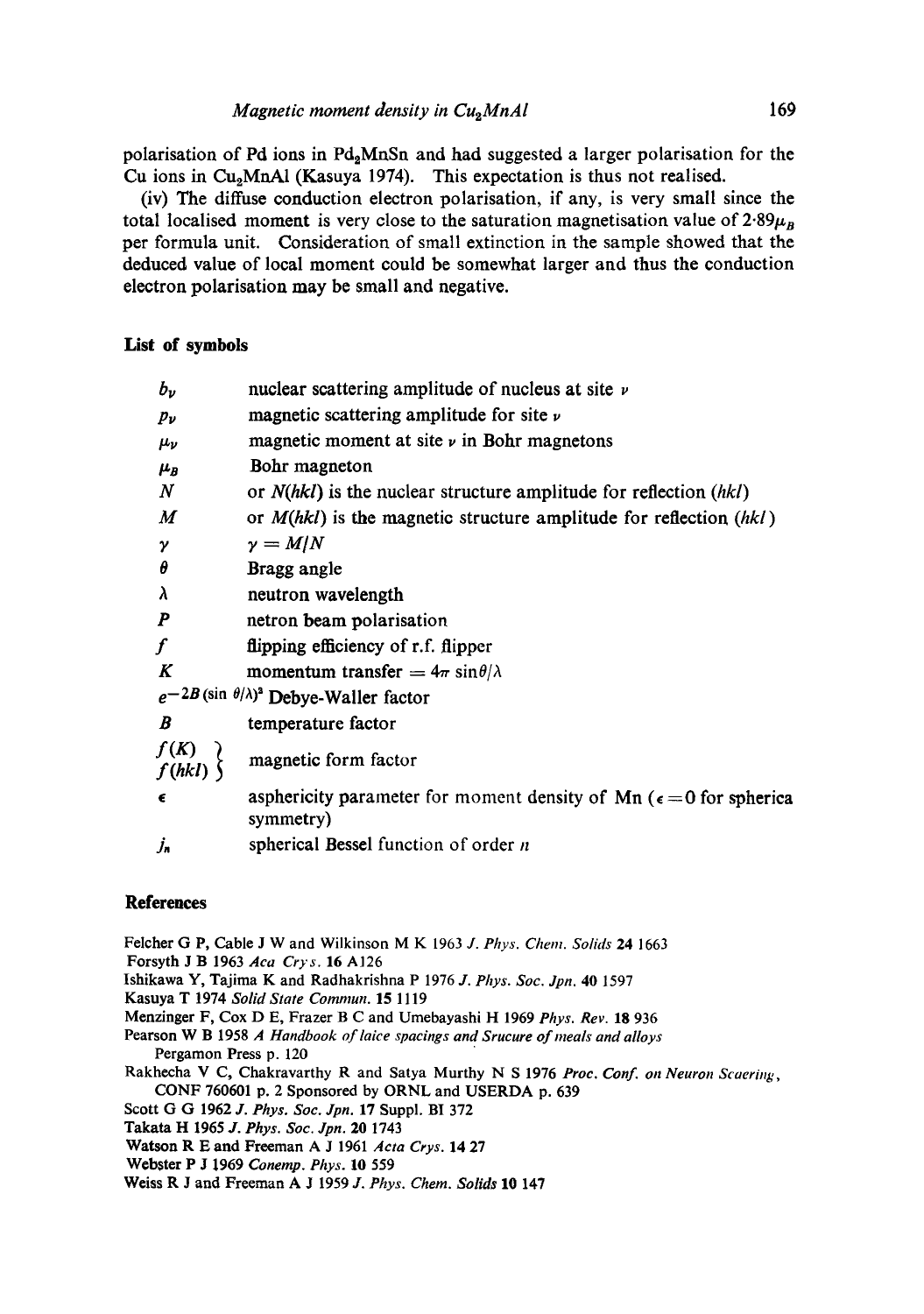polarisation of Pd ions in $Pd_2MnSn$ and had suggested a larger polarisation for the Cu ions in $Cu_2MnAl$ (Kasuya 1974). This expectation is thus not realised.

(iv) The diffuse conduction electron polarisation, if any, is very small since the total localised moment is very close to the saturation magnetisation value of $2{\cdot}89\mu_B$ per formula unit. Consideration of small extinction in the sample showed that the deduced value of local moment could be somewhat larger and thus the conduction electron polarisation may be small and negative.

## List of symbols

| | |
|---|---|
| $b_\nu$ | nuclear scattering amplitude of nucleus at site $\nu$ |
| $p_\nu$ | magnetic scattering amplitude for site $\nu$ |
| $\mu_\nu$ | magnetic moment at site $\nu$ in Bohr magnetons |
| $\mu_B$ | Bohr magneton |
| $N$ | or $N(hkl)$ is the nuclear structure amplitude for reflection $(hkl)$ |
| $M$ | or $M(hkl)$ is the magnetic structure amplitude for reflection $(hkl)$ |
| $\gamma$ | $\gamma = M/N$ |
| $\theta$ | Bragg angle |
| $\lambda$ | neutron wavelength |
| $P$ | netron beam polarisation |
| $f$ | flipping efficiency of r.f. flipper |
| $K$ | momentum transfer $= 4\pi \sin\theta/\lambda$ |
| $e^{-2B(\sin\theta/\lambda)^2}$ | Debye-Waller factor |
| $B$ | temperature factor |
| $f(K)$, $f(hkl)$ | magnetic form factor |
| $\epsilon$ | asphericity parameter for moment density of Mn ($\epsilon = 0$ for spherica symmetry) |
| $j_n$ | spherical Bessel function of order $n$ |

## References

Felcher G P, Cable J W and Wilkinson M K 1963 *J. Phys. Chem. Solids* **24** 1663

Forsyth J B 1963 *Aca Crys.* **16** A126

Ishikawa Y, Tajima K and Radhakrishna P 1976 *J. Phys. Soc. Jpn.* **40** 1597

Kasuya T 1974 *Solid State Commun.* **15** 1119

Menzinger F, Cox D E, Frazer B C and Umebayashi H 1969 *Phys. Rev.* **18** 936

Pearson W B 1958 *A Handbook of laice spacings and Srucure of meals and alloys* Pergamon Press p. 120

Rakhecha V C, Chakravarthy R and Satya Murthy N S 1976 *Proc. Conf. on Neuron Scaering*, CONF 760601 p. 2 Sponsored by ORNL and USERDA p. 639

Scott G G 1962 *J. Phys. Soc. Jpn.* **17** Suppl. BI 372

Takata H 1965 *J. Phys. Soc. Jpn.* **20** 1743

Watson R E and Freeman A J 1961 *Acta Crys.* **14** 27

Webster P J 1969 *Conemp. Phys.* **10** 559

Weiss R J and Freeman A J 1959 *J. Phys. Chem. Solids* **10** 147